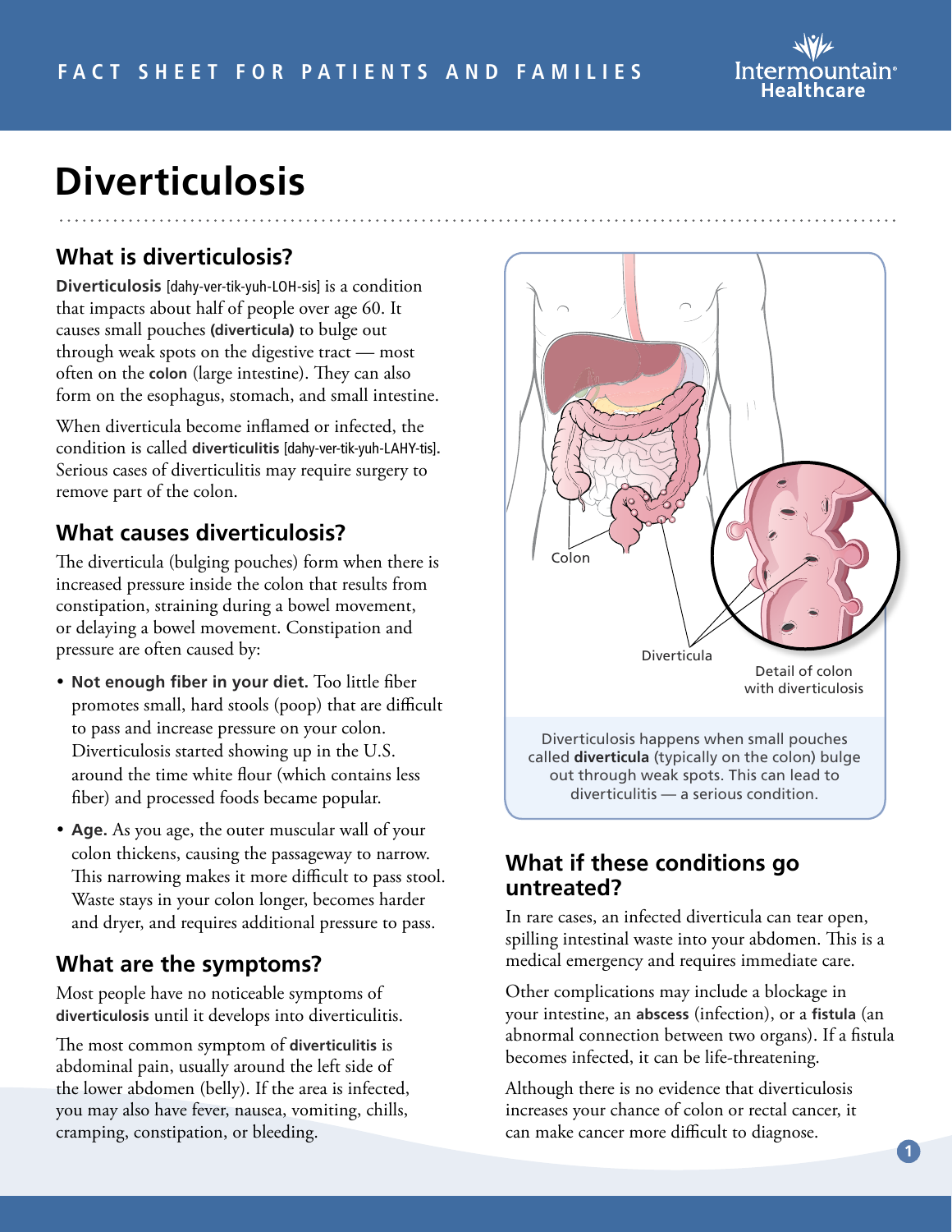# Diverticulosis

## What is diverticulosis?

**Diverticulosis** [dahy-ver-tik-yuh-LOH-sis] is a condition that impacts about half of people over age 60. It causes small pouches **(diverticula)** to bulge out through weak spots on the digestive tract — most often on the **colon** (large intestine). They can also form on the esophagus, stomach, and small intestine.

When diverticula become inflamed or infected, the condition is called **diverticulitis** [dahy-ver-tik-yuh-LAHY-tis]. Serious cases of diverticulitis may require surgery to remove part of the colon.

## What causes diverticulosis?

The diverticula (bulging pouches) form when there is increased pressure inside the colon that results from constipation, straining during a bowel movement, or delaying a bowel movement. Constipation and pressure are often caused by:

- **Not enough fiber in your diet.** Too little fiber promotes small, hard stools (poop) that are difficult to pass and increase pressure on your colon. Diverticulosis started showing up in the U.S. around the time white flour (which contains less fiber) and processed foods became popular.
- **Age.** As you age, the outer muscular wall of your colon thickens, causing the passageway to narrow. This narrowing makes it more difficult to pass stool. Waste stays in your colon longer, becomes harder and dryer, and requires additional pressure to pass.

## What are the symptoms?

Most people have no noticeable symptoms of **diverticulosis** until it develops into diverticulitis.

The most common symptom of **diverticulitis** is abdominal pain, usually around the left side of the lower abdomen (belly). If the area is infected, you may also have fever, nausea, vomiting, chills, cramping, constipation, or bleeding.

Colon

Diverticula

Detail of colon with diverticulosis

Diverticulosis happens when small pouches called **diverticula** (typically on the colon) bulge out through weak spots. This can lead to diverticulitis — a serious condition.

## What if these conditions go untreated?

In rare cases, an infected diverticula can tear open, spilling intestinal waste into your abdomen. This is a medical emergency and requires immediate care.

Other complications may include a blockage in your intestine, an **abscess** (infection), or a **fistula** (an abnormal connection between two organs). If a fistula becomes infected, it can be life-threatening.

Although there is no evidence that diverticulosis increases your chance of colon or rectal cancer, it can make cancer more difficult to diagnose.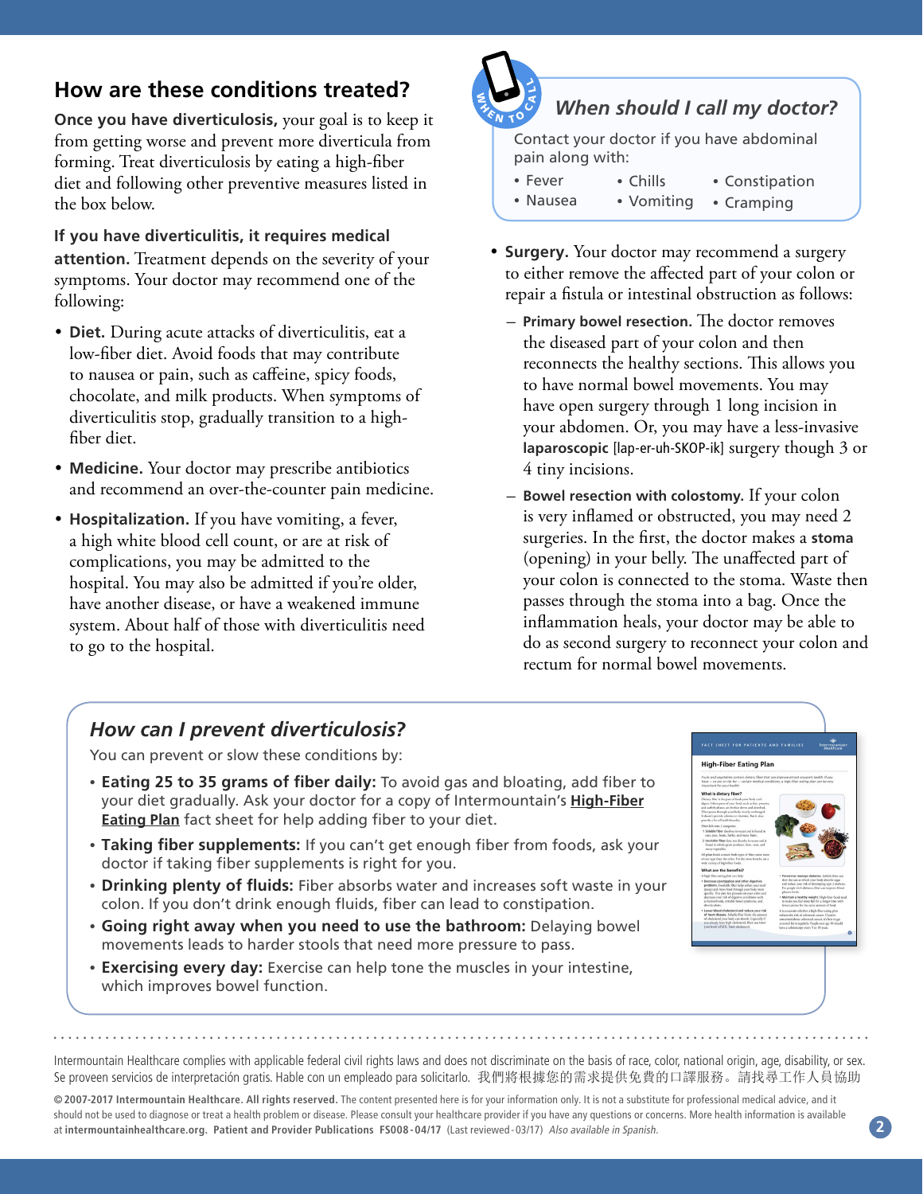## How are these conditions treated?

**Once you have diverticulosis,** your goal is to keep it from getting worse and prevent more diverticula from forming. Treat diverticulosis by eating a high-fiber diet and following other preventive measures listed in the box below.

**If you have diverticulitis, it requires medical attention.** Treatment depends on the severity of your symptoms. Your doctor may recommend one of the following:

- **Diet.** During acute attacks of diverticulitis, eat a low-fiber diet. Avoid foods that may contribute to nausea or pain, such as caffeine, spicy foods, chocolate, and milk products. When symptoms of diverticulitis stop, gradually transition to a high-fiber diet.
- **Medicine.** Your doctor may prescribe antibiotics and recommend an over-the-counter pain medicine.
- **Hospitalization.** If you have vomiting, a fever, a high white blood cell count, or are at risk of complications, you may be admitted to the hospital. You may also be admitted if you're older, have another disease, or have a weakened immune system. About half of those with diverticulitis need to go to the hospital.
- **Surgery.** Your doctor may recommend a surgery to either remove the affected part of your colon or repair a fistula or intestinal obstruction as follows:
  - **Primary bowel resection.** The doctor removes the diseased part of your colon and then reconnects the healthy sections. This allows you to have normal bowel movements. You may have open surgery through 1 long incision in your abdomen. Or, you may have a less-invasive **laparoscopic** [lap-er-uh-SKOP-ik] surgery though 3 or 4 tiny incisions.
  - **Bowel resection with colostomy.** If your colon is very inflamed or obstructed, you may need 2 surgeries. In the first, the doctor makes a **stoma** (opening) in your belly. The unaffected part of your colon is connected to the stoma. Waste then passes through the stoma into a bag. Once the inflammation heals, your doctor may be able to do as second surgery to reconnect your colon and rectum for normal bowel movements.

### *When should I call my doctor?*

WHEN TO CALL

Contact your doctor if you have abdominal pain along with:

- Fever
- Chills
- Constipation
- Nausea
- Vomiting
- Cramping

### *How can I prevent diverticulosis?*

You can prevent or slow these conditions by:

- **Eating 25 to 35 grams of fiber daily:** To avoid gas and bloating, add fiber to your diet gradually. Ask your doctor for a copy of Intermountain's **High-Fiber Eating Plan** fact sheet for help adding fiber to your diet.
- **Taking fiber supplements:** If you can't get enough fiber from foods, ask your doctor if taking fiber supplements is right for you.
- **Drinking plenty of fluids:** Fiber absorbs water and increases soft waste in your colon. If you don't drink enough fluids, fiber can lead to constipation.
- **Going right away when you need to use the bathroom:** Delaying bowel movements leads to harder stools that need more pressure to pass.
- **Exercising every day:** Exercise can help tone the muscles in your intestine, which improves bowel function.

Intermountain Healthcare complies with applicable federal civil rights laws and does not discriminate on the basis of race, color, national origin, age, disability, or sex. Se proveen servicios de interpretación gratis. Hable con un empleado para solicitarlo. 我們將根據您的需求提供免費的口譯服務。請找尋工作人員協助

© 2007-2017 Intermountain Healthcare. All rights reserved. The content presented here is for your information only. It is not a substitute for professional medical advice, and it should not be used to diagnose or treat a health problem or disease. Please consult your healthcare provider if you have any questions or concerns. More health information is available at **intermountainhealthcare.org. Patient and Provider Publications FS008-04/17** (Last reviewed-03/17) *Also available in Spanish.*